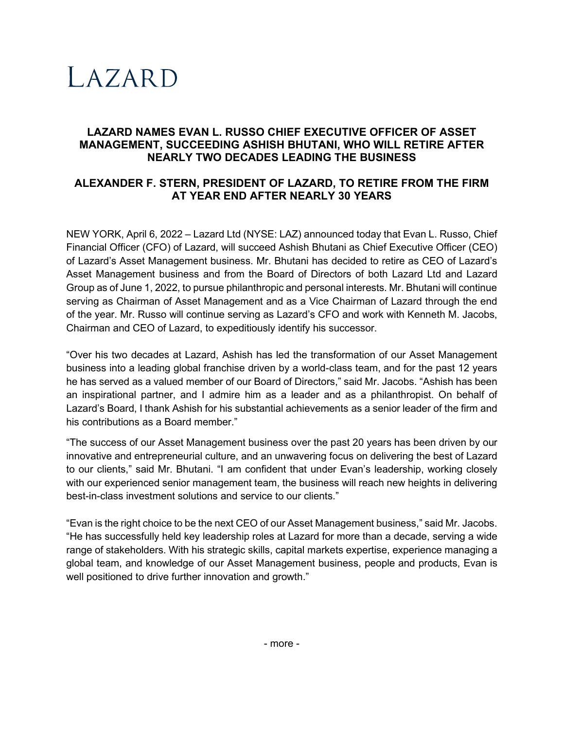# LAZARD

## LAZARD NAMES EVAN L. RUSSO CHIEF EXECUTIVE OFFICER OF ASSET MANAGEMENT, SUCCEEDING ASHISH BHUTANI, WHO WILL RETIRE AFTER NEARLY TWO DECADES LEADING THE BUSINESS

## ALEXANDER F. STERN, PRESIDENT OF LAZARD, TO RETIRE FROM THE FIRM AT YEAR END AFTER NEARLY 30 YEARS

NEW YORK, April 6, 2022 – Lazard Ltd (NYSE: LAZ) announced today that Evan L. Russo, Chief Financial Officer (CFO) of Lazard, will succeed Ashish Bhutani as Chief Executive Officer (CEO) of Lazard's Asset Management business. Mr. Bhutani has decided to retire as CEO of Lazard's Asset Management business and from the Board of Directors of both Lazard Ltd and Lazard Group as of June 1, 2022, to pursue philanthropic and personal interests. Mr. Bhutani will continue serving as Chairman of Asset Management and as a Vice Chairman of Lazard through the end of the year. Mr. Russo will continue serving as Lazard's CFO and work with Kenneth M. Jacobs, Chairman and CEO of Lazard, to expeditiously identify his successor.

"Over his two decades at Lazard, Ashish has led the transformation of our Asset Management business into a leading global franchise driven by a world-class team, and for the past 12 years he has served as a valued member of our Board of Directors," said Mr. Jacobs. "Ashish has been an inspirational partner, and I admire him as a leader and as a philanthropist. On behalf of Lazard's Board, I thank Ashish for his substantial achievements as a senior leader of the firm and his contributions as a Board member."

"The success of our Asset Management business over the past 20 years has been driven by our innovative and entrepreneurial culture, and an unwavering focus on delivering the best of Lazard to our clients," said Mr. Bhutani. "I am confident that under Evan's leadership, working closely with our experienced senior management team, the business will reach new heights in delivering best-in-class investment solutions and service to our clients."

"Evan is the right choice to be the next CEO of our Asset Management business," said Mr. Jacobs. "He has successfully held key leadership roles at Lazard for more than a decade, serving a wide range of stakeholders. With his strategic skills, capital markets expertise, experience managing a global team, and knowledge of our Asset Management business, people and products, Evan is well positioned to drive further innovation and growth."

- more -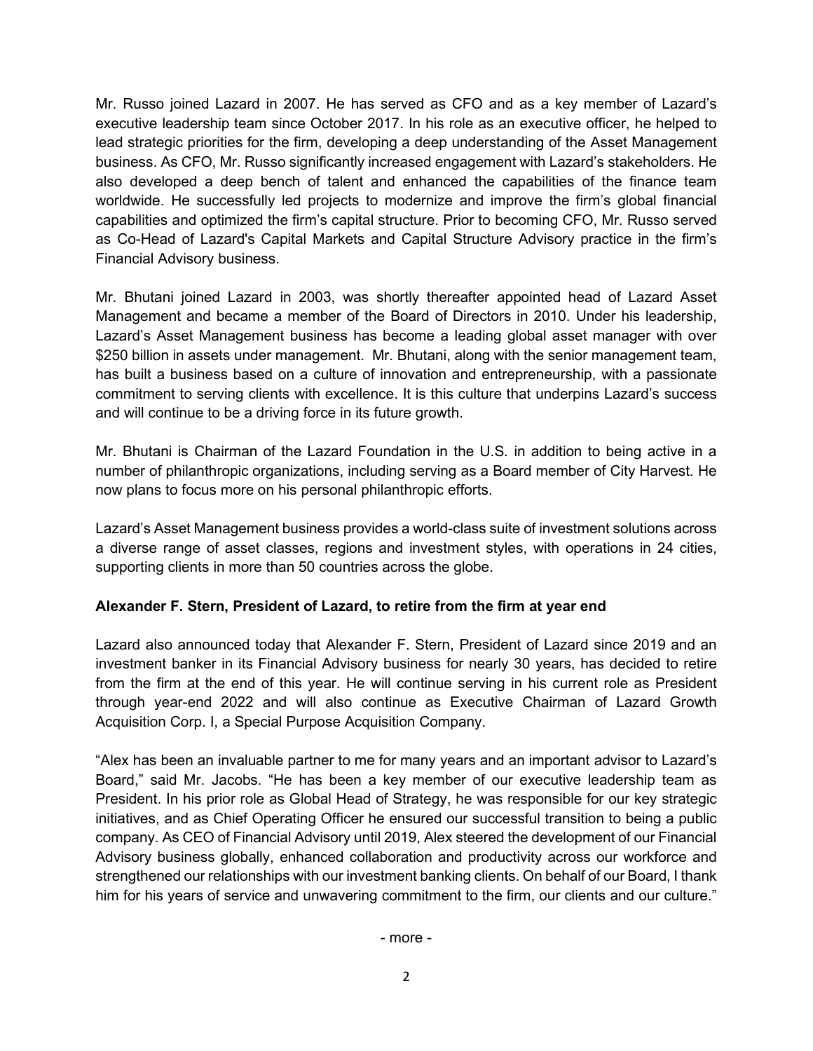Mr. Russo joined Lazard in 2007. He has served as CFO and as a key member of Lazard's executive leadership team since October 2017. In his role as an executive officer, he helped to lead strategic priorities for the firm, developing a deep understanding of the Asset Management business. As CFO, Mr. Russo significantly increased engagement with Lazard's stakeholders. He also developed a deep bench of talent and enhanced the capabilities of the finance team worldwide. He successfully led projects to modernize and improve the firm's global financial capabilities and optimized the firm's capital structure. Prior to becoming CFO, Mr. Russo served as Co-Head of Lazard's Capital Markets and Capital Structure Advisory practice in the firm's Financial Advisory business.

Mr. Bhutani joined Lazard in 2003, was shortly thereafter appointed head of Lazard Asset Management and became a member of the Board of Directors in 2010. Under his leadership, Lazard's Asset Management business has become a leading global asset manager with over $250 billion in assets under management. Mr. Bhutani, along with the senior management team, has built a business based on a culture of innovation and entrepreneurship, with a passionate commitment to serving clients with excellence. It is this culture that underpins Lazard's success and will continue to be a driving force in its future growth.

Mr. Bhutani is Chairman of the Lazard Foundation in the U.S. in addition to being active in a number of philanthropic organizations, including serving as a Board member of City Harvest. He now plans to focus more on his personal philanthropic efforts.

Lazard's Asset Management business provides a world-class suite of investment solutions across a diverse range of asset classes, regions and investment styles, with operations in 24 cities, supporting clients in more than 50 countries across the globe.

**Alexander F. Stern, President of Lazard, to retire from the firm at year end**

Lazard also announced today that Alexander F. Stern, President of Lazard since 2019 and an investment banker in its Financial Advisory business for nearly 30 years, has decided to retire from the firm at the end of this year. He will continue serving in his current role as President through year-end 2022 and will also continue as Executive Chairman of Lazard Growth Acquisition Corp. I, a Special Purpose Acquisition Company.

"Alex has been an invaluable partner to me for many years and an important advisor to Lazard's Board," said Mr. Jacobs. "He has been a key member of our executive leadership team as President. In his prior role as Global Head of Strategy, he was responsible for our key strategic initiatives, and as Chief Operating Officer he ensured our successful transition to being a public company. As CEO of Financial Advisory until 2019, Alex steered the development of our Financial Advisory business globally, enhanced collaboration and productivity across our workforce and strengthened our relationships with our investment banking clients. On behalf of our Board, I thank him for his years of service and unwavering commitment to the firm, our clients and our culture."

- more -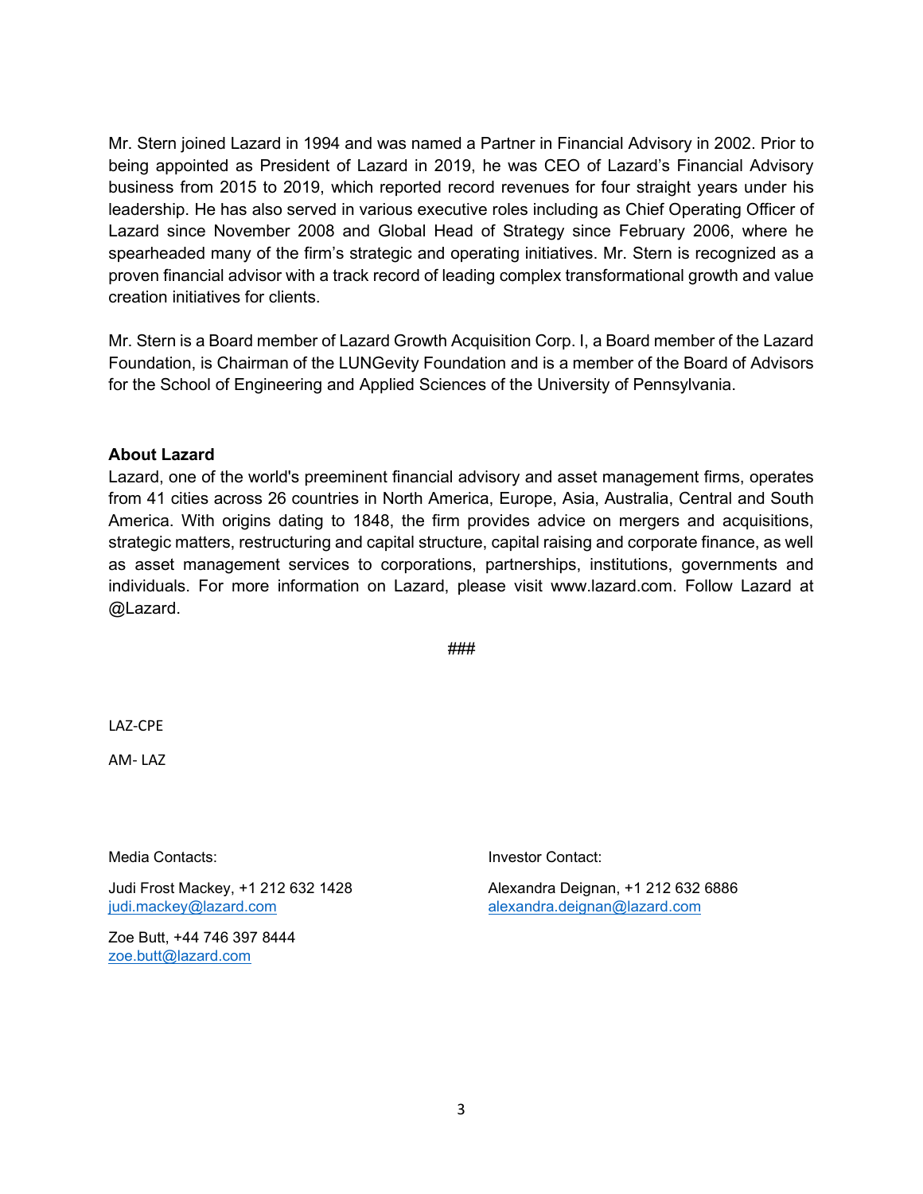Mr. Stern joined Lazard in 1994 and was named a Partner in Financial Advisory in 2002. Prior to being appointed as President of Lazard in 2019, he was CEO of Lazard's Financial Advisory business from 2015 to 2019, which reported record revenues for four straight years under his leadership. He has also served in various executive roles including as Chief Operating Officer of Lazard since November 2008 and Global Head of Strategy since February 2006, where he spearheaded many of the firm's strategic and operating initiatives. Mr. Stern is recognized as a proven financial advisor with a track record of leading complex transformational growth and value creation initiatives for clients.

Mr. Stern is a Board member of Lazard Growth Acquisition Corp. I, a Board member of the Lazard Foundation, is Chairman of the LUNGevity Foundation and is a member of the Board of Advisors for the School of Engineering and Applied Sciences of the University of Pennsylvania.

**About Lazard**

Lazard, one of the world's preeminent financial advisory and asset management firms, operates from 41 cities across 26 countries in North America, Europe, Asia, Australia, Central and South America. With origins dating to 1848, the firm provides advice on mergers and acquisitions, strategic matters, restructuring and capital structure, capital raising and corporate finance, as well as asset management services to corporations, partnerships, institutions, governments and individuals. For more information on Lazard, please visit www.lazard.com. Follow Lazard at @Lazard.

###

LAZ-CPE

AM- LAZ

Media Contacts:

Judi Frost Mackey, +1 212 632 1428
judi.mackey@lazard.com

Zoe Butt, +44 746 397 8444
zoe.butt@lazard.com

Investor Contact:

Alexandra Deignan, +1 212 632 6886
alexandra.deignan@lazard.com